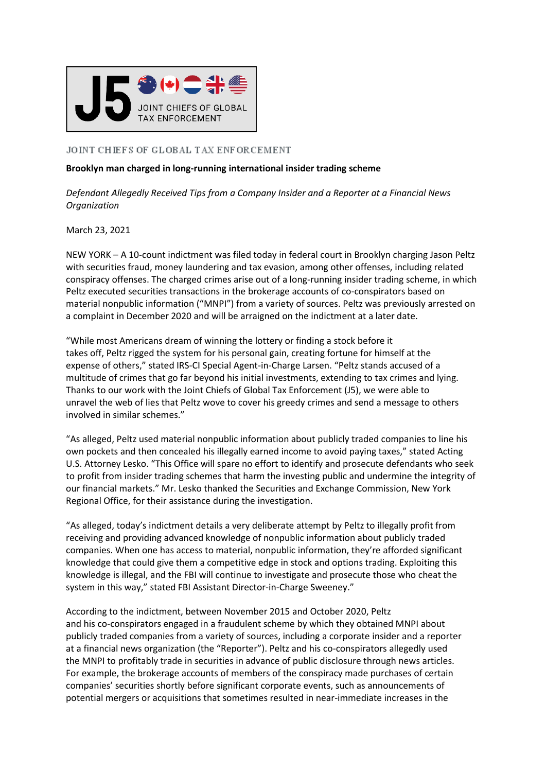JOINT CHIEFS OF GLOBAL TAX ENFORCEMENT

**Brooklyn man charged in long-running international insider trading scheme**

*Defendant Allegedly Received Tips from a Company Insider and a Reporter at a Financial News Organization*

March 23, 2021

NEW YORK – A 10-count indictment was filed today in federal court in Brooklyn charging Jason Peltz with securities fraud, money laundering and tax evasion, among other offenses, including related conspiracy offenses. The charged crimes arise out of a long-running insider trading scheme, in which Peltz executed securities transactions in the brokerage accounts of co-conspirators based on material nonpublic information ("MNPI") from a variety of sources. Peltz was previously arrested on a complaint in December 2020 and will be arraigned on the indictment at a later date.

"While most Americans dream of winning the lottery or finding a stock before it takes off, Peltz rigged the system for his personal gain, creating fortune for himself at the expense of others," stated IRS-CI Special Agent-in-Charge Larsen. "Peltz stands accused of a multitude of crimes that go far beyond his initial investments, extending to tax crimes and lying. Thanks to our work with the Joint Chiefs of Global Tax Enforcement (J5), we were able to unravel the web of lies that Peltz wove to cover his greedy crimes and send a message to others involved in similar schemes."

"As alleged, Peltz used material nonpublic information about publicly traded companies to line his own pockets and then concealed his illegally earned income to avoid paying taxes," stated Acting U.S. Attorney Lesko. "This Office will spare no effort to identify and prosecute defendants who seek to profit from insider trading schemes that harm the investing public and undermine the integrity of our financial markets." Mr. Lesko thanked the Securities and Exchange Commission, New York Regional Office, for their assistance during the investigation.

"As alleged, today's indictment details a very deliberate attempt by Peltz to illegally profit from receiving and providing advanced knowledge of nonpublic information about publicly traded companies. When one has access to material, nonpublic information, they're afforded significant knowledge that could give them a competitive edge in stock and options trading. Exploiting this knowledge is illegal, and the FBI will continue to investigate and prosecute those who cheat the system in this way," stated FBI Assistant Director-in-Charge Sweeney."

According to the indictment, between November 2015 and October 2020, Peltz and his co-conspirators engaged in a fraudulent scheme by which they obtained MNPI about publicly traded companies from a variety of sources, including a corporate insider and a reporter at a financial news organization (the "Reporter"). Peltz and his co-conspirators allegedly used the MNPI to profitably trade in securities in advance of public disclosure through news articles. For example, the brokerage accounts of members of the conspiracy made purchases of certain companies' securities shortly before significant corporate events, such as announcements of potential mergers or acquisitions that sometimes resulted in near-immediate increases in the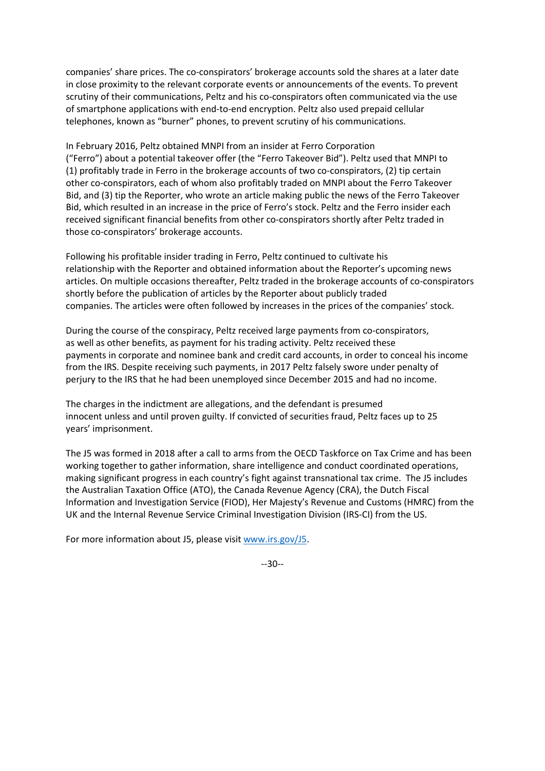companies' share prices. The co-conspirators' brokerage accounts sold the shares at a later date in close proximity to the relevant corporate events or announcements of the events. To prevent scrutiny of their communications, Peltz and his co-conspirators often communicated via the use of smartphone applications with end-to-end encryption. Peltz also used prepaid cellular telephones, known as "burner" phones, to prevent scrutiny of his communications.

In February 2016, Peltz obtained MNPI from an insider at Ferro Corporation ("Ferro") about a potential takeover offer (the "Ferro Takeover Bid"). Peltz used that MNPI to (1) profitably trade in Ferro in the brokerage accounts of two co-conspirators, (2) tip certain other co-conspirators, each of whom also profitably traded on MNPI about the Ferro Takeover Bid, and (3) tip the Reporter, who wrote an article making public the news of the Ferro Takeover Bid, which resulted in an increase in the price of Ferro's stock. Peltz and the Ferro insider each received significant financial benefits from other co-conspirators shortly after Peltz traded in those co-conspirators' brokerage accounts.

Following his profitable insider trading in Ferro, Peltz continued to cultivate his relationship with the Reporter and obtained information about the Reporter's upcoming news articles. On multiple occasions thereafter, Peltz traded in the brokerage accounts of co-conspirators shortly before the publication of articles by the Reporter about publicly traded companies. The articles were often followed by increases in the prices of the companies' stock.

During the course of the conspiracy, Peltz received large payments from co-conspirators, as well as other benefits, as payment for his trading activity. Peltz received these payments in corporate and nominee bank and credit card accounts, in order to conceal his income from the IRS. Despite receiving such payments, in 2017 Peltz falsely swore under penalty of perjury to the IRS that he had been unemployed since December 2015 and had no income.

The charges in the indictment are allegations, and the defendant is presumed innocent unless and until proven guilty. If convicted of securities fraud, Peltz faces up to 25 years' imprisonment.

The J5 was formed in 2018 after a call to arms from the OECD Taskforce on Tax Crime and has been working together to gather information, share intelligence and conduct coordinated operations, making significant progress in each country's fight against transnational tax crime. The J5 includes the Australian Taxation Office (ATO), the Canada Revenue Agency (CRA), the Dutch Fiscal Information and Investigation Service (FIOD), Her Majesty's Revenue and Customs (HMRC) from the UK and the Internal Revenue Service Criminal Investigation Division (IRS-CI) from the US.

For more information about J5, please visit [www.irs.gov/J5](www.irs.gov/J5).

--30--